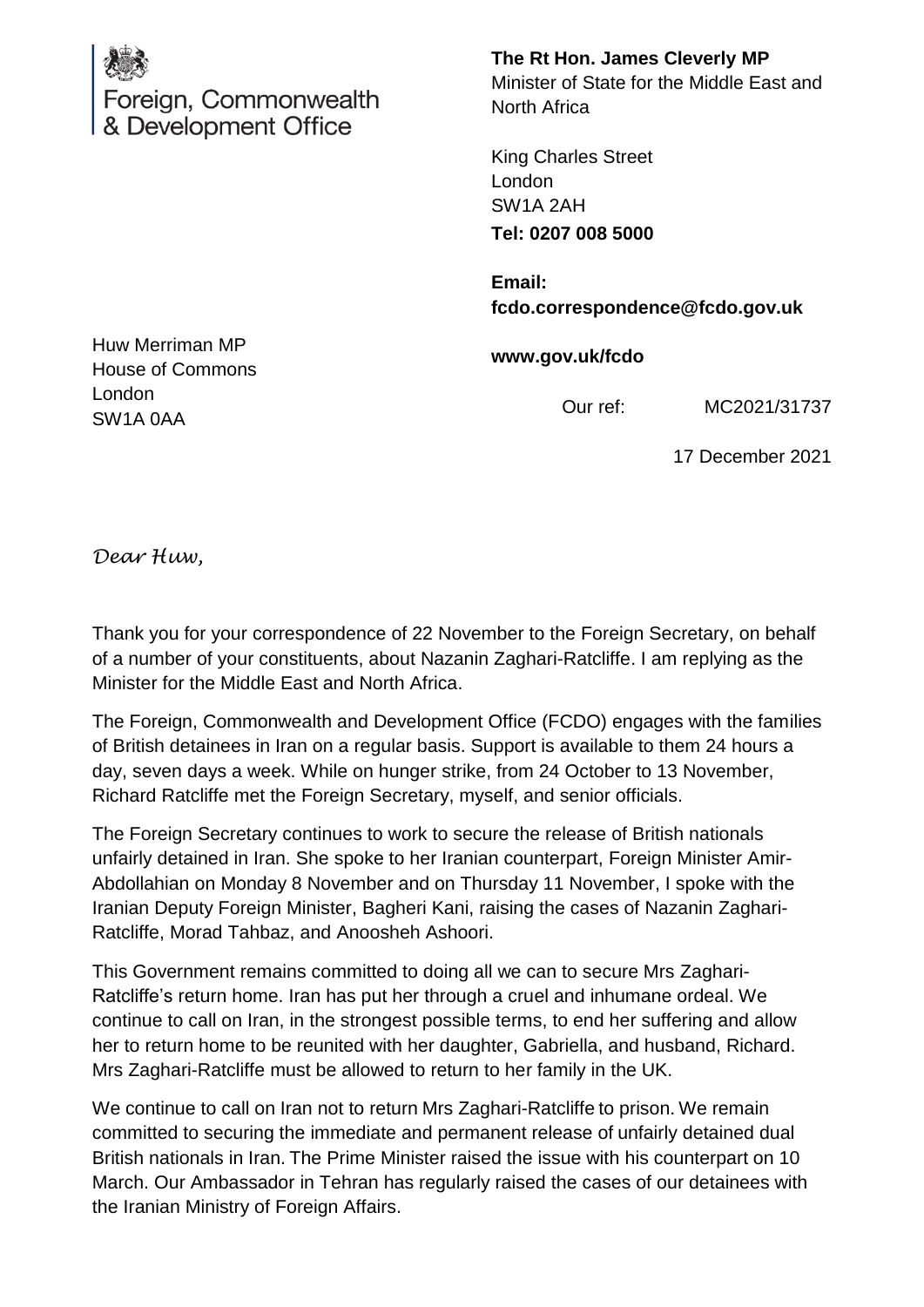Foreign, Commonwealth
& Development Office

**The Rt Hon. James Cleverly MP**
Minister of State for the Middle East and North Africa

King Charles Street
London
SW1A 2AH
**Tel: 0207 008 5000**

**Email:**
**fcdo.correspondence@fcdo.gov.uk**

**www.gov.uk/fcdo**

Huw Merriman MP
House of Commons
London
SW1A 0AA

Our ref: MC2021/31737

17 December 2021

*Dear Huw,*

Thank you for your correspondence of 22 November to the Foreign Secretary, on behalf of a number of your constituents, about Nazanin Zaghari-Ratcliffe. I am replying as the Minister for the Middle East and North Africa.

The Foreign, Commonwealth and Development Office (FCDO) engages with the families of British detainees in Iran on a regular basis. Support is available to them 24 hours a day, seven days a week. While on hunger strike, from 24 October to 13 November, Richard Ratcliffe met the Foreign Secretary, myself, and senior officials.

The Foreign Secretary continues to work to secure the release of British nationals unfairly detained in Iran. She spoke to her Iranian counterpart, Foreign Minister Amir-Abdollahian on Monday 8 November and on Thursday 11 November, I spoke with the Iranian Deputy Foreign Minister, Bagheri Kani, raising the cases of Nazanin Zaghari-Ratcliffe, Morad Tahbaz, and Anoosheh Ashoori.

This Government remains committed to doing all we can to secure Mrs Zaghari-Ratcliffe's return home. Iran has put her through a cruel and inhumane ordeal. We continue to call on Iran, in the strongest possible terms, to end her suffering and allow her to return home to be reunited with her daughter, Gabriella, and husband, Richard. Mrs Zaghari-Ratcliffe must be allowed to return to her family in the UK.

We continue to call on Iran not to return Mrs Zaghari-Ratcliffe to prison. We remain committed to securing the immediate and permanent release of unfairly detained dual British nationals in Iran. The Prime Minister raised the issue with his counterpart on 10 March. Our Ambassador in Tehran has regularly raised the cases of our detainees with the Iranian Ministry of Foreign Affairs.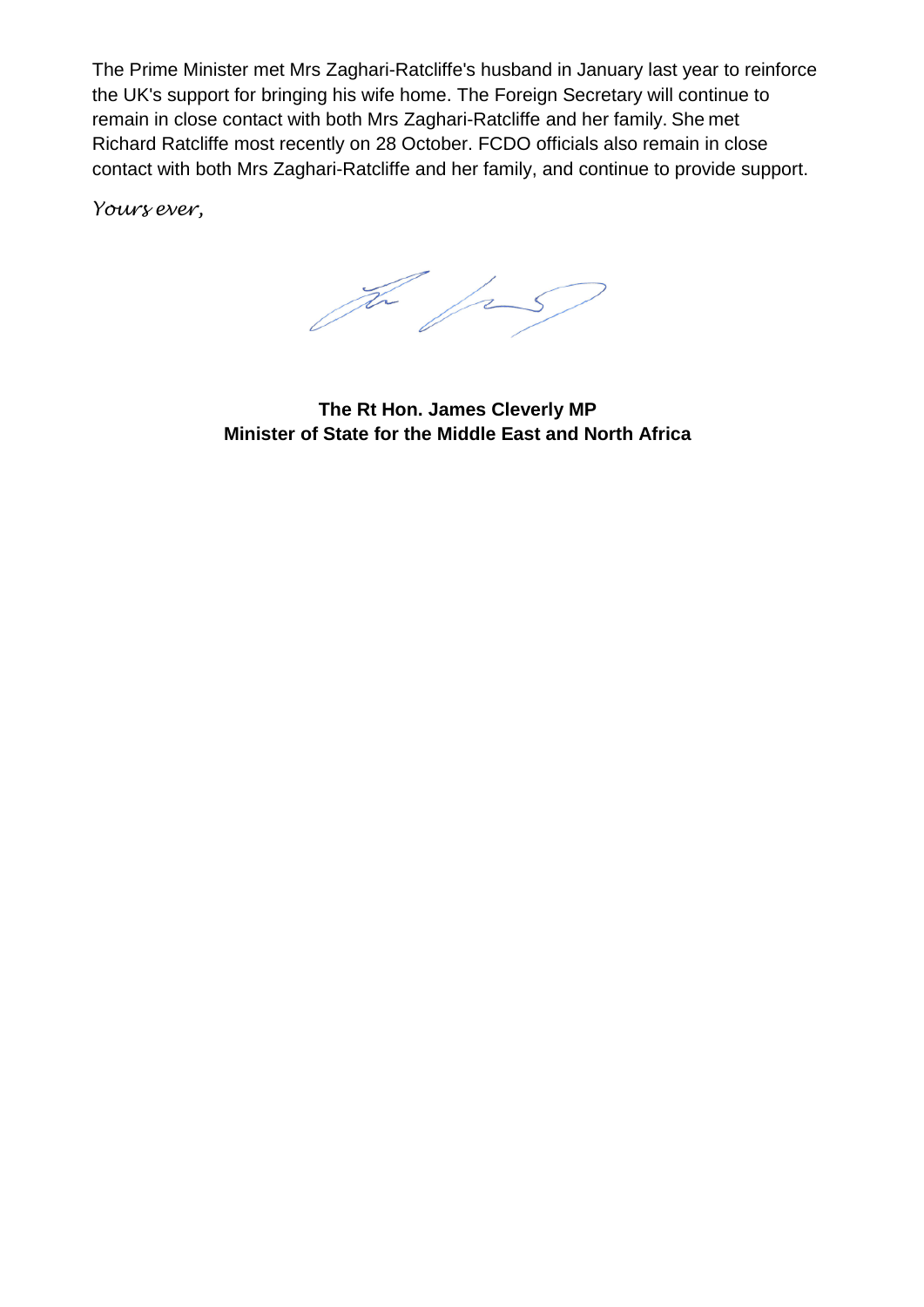The Prime Minister met Mrs Zaghari-Ratcliffe's husband in January last year to reinforce the UK's support for bringing his wife home. The Foreign Secretary will continue to remain in close contact with both Mrs Zaghari-Ratcliffe and her family. She met Richard Ratcliffe most recently on 28 October. FCDO officials also remain in close contact with both Mrs Zaghari-Ratcliffe and her family, and continue to provide support.

*Yours ever,*

**The Rt Hon. James Cleverly MP**
**Minister of State for the Middle East and North Africa**